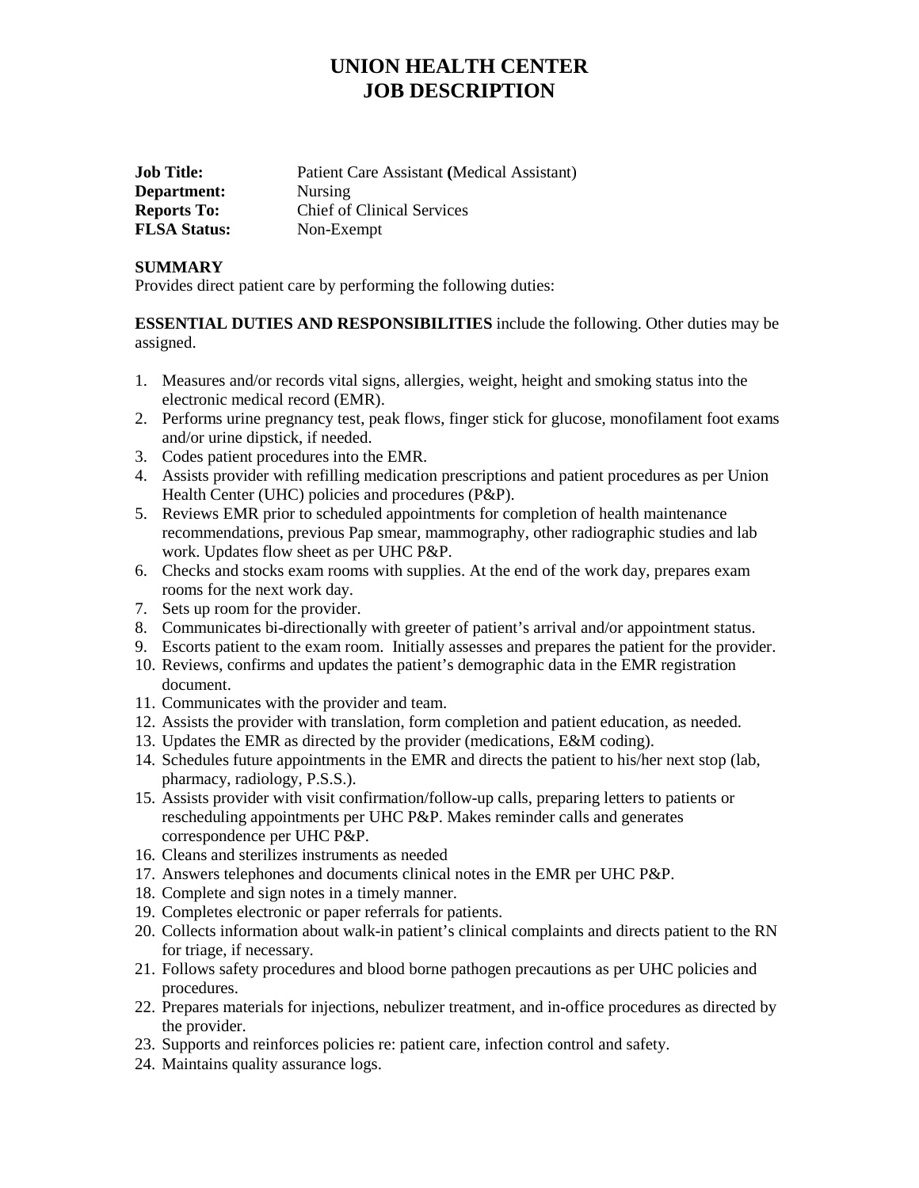# UNION HEALTH CENTER
# JOB DESCRIPTION

**Job Title:** Patient Care Assistant **(**Medical Assistant)
**Department:** Nursing
**Reports To:** Chief of Clinical Services
**FLSA Status:** Non-Exempt

**SUMMARY**
Provides direct patient care by performing the following duties:

**ESSENTIAL DUTIES AND RESPONSIBILITIES** include the following. Other duties may be assigned.

1. Measures and/or records vital signs, allergies, weight, height and smoking status into the electronic medical record (EMR).
2. Performs urine pregnancy test, peak flows, finger stick for glucose, monofilament foot exams and/or urine dipstick, if needed.
3. Codes patient procedures into the EMR.
4. Assists provider with refilling medication prescriptions and patient procedures as per Union Health Center (UHC) policies and procedures (P&P).
5. Reviews EMR prior to scheduled appointments for completion of health maintenance recommendations, previous Pap smear, mammography, other radiographic studies and lab work. Updates flow sheet as per UHC P&P.
6. Checks and stocks exam rooms with supplies. At the end of the work day, prepares exam rooms for the next work day.
7. Sets up room for the provider.
8. Communicates bi-directionally with greeter of patient's arrival and/or appointment status.
9. Escorts patient to the exam room. Initially assesses and prepares the patient for the provider.
10. Reviews, confirms and updates the patient's demographic data in the EMR registration document.
11. Communicates with the provider and team.
12. Assists the provider with translation, form completion and patient education, as needed.
13. Updates the EMR as directed by the provider (medications, E&M coding).
14. Schedules future appointments in the EMR and directs the patient to his/her next stop (lab, pharmacy, radiology, P.S.S.).
15. Assists provider with visit confirmation/follow-up calls, preparing letters to patients or rescheduling appointments per UHC P&P. Makes reminder calls and generates correspondence per UHC P&P.
16. Cleans and sterilizes instruments as needed
17. Answers telephones and documents clinical notes in the EMR per UHC P&P.
18. Complete and sign notes in a timely manner.
19. Completes electronic or paper referrals for patients.
20. Collects information about walk-in patient's clinical complaints and directs patient to the RN for triage, if necessary.
21. Follows safety procedures and blood borne pathogen precautions as per UHC policies and procedures.
22. Prepares materials for injections, nebulizer treatment, and in-office procedures as directed by the provider.
23. Supports and reinforces policies re: patient care, infection control and safety.
24. Maintains quality assurance logs.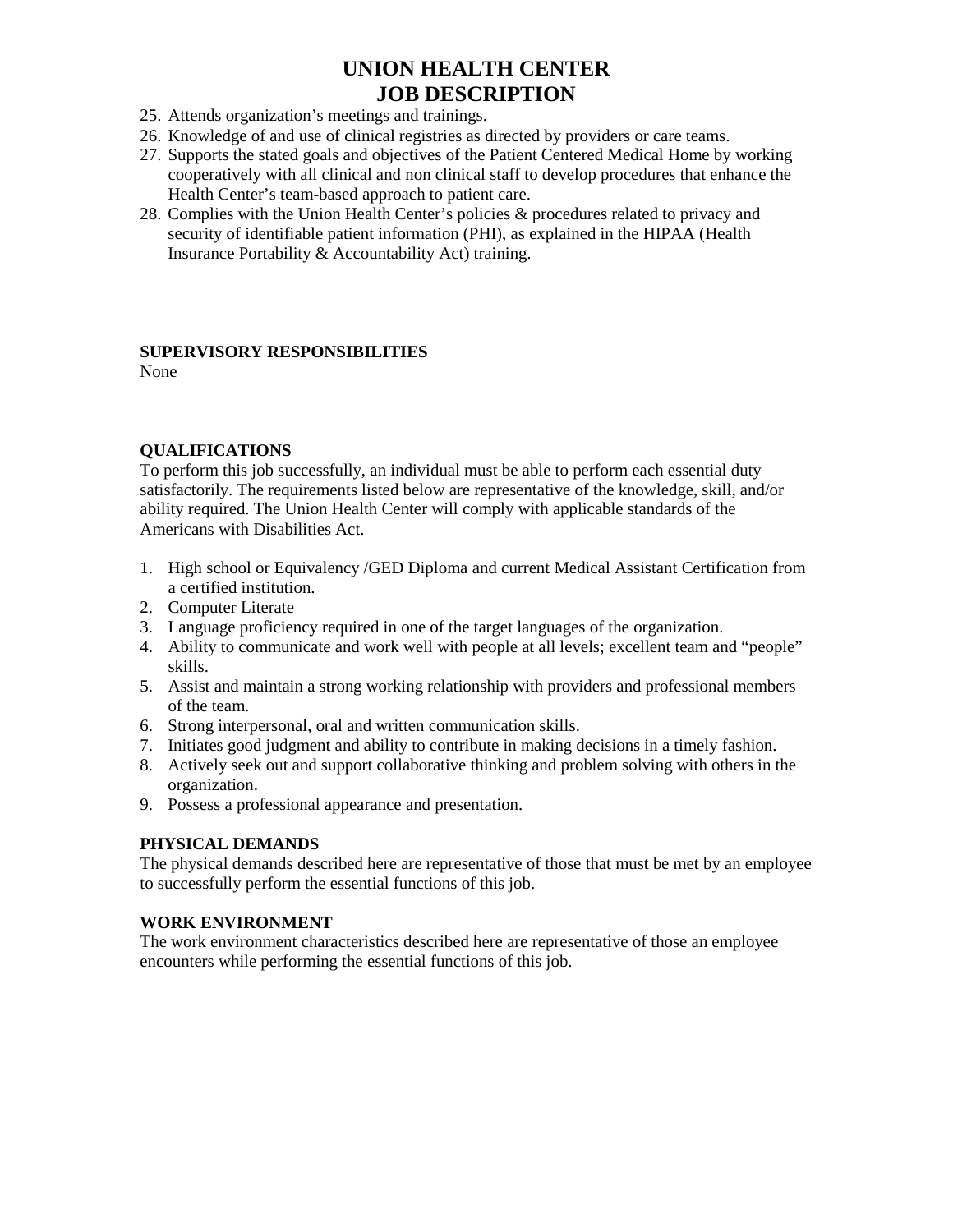# UNION HEALTH CENTER
# JOB DESCRIPTION

25. Attends organization's meetings and trainings.
26. Knowledge of and use of clinical registries as directed by providers or care teams.
27. Supports the stated goals and objectives of the Patient Centered Medical Home by working cooperatively with all clinical and non clinical staff to develop procedures that enhance the Health Center's team-based approach to patient care.
28. Complies with the Union Health Center's policies & procedures related to privacy and security of identifiable patient information (PHI), as explained in the HIPAA (Health Insurance Portability & Accountability Act) training.

**SUPERVISORY RESPONSIBILITIES**

None

**QUALIFICATIONS**

To perform this job successfully, an individual must be able to perform each essential duty satisfactorily. The requirements listed below are representative of the knowledge, skill, and/or ability required. The Union Health Center will comply with applicable standards of the Americans with Disabilities Act.

1. High school or Equivalency /GED Diploma and current Medical Assistant Certification from a certified institution.
2. Computer Literate
3. Language proficiency required in one of the target languages of the organization.
4. Ability to communicate and work well with people at all levels; excellent team and "people" skills.
5. Assist and maintain a strong working relationship with providers and professional members of the team.
6. Strong interpersonal, oral and written communication skills.
7. Initiates good judgment and ability to contribute in making decisions in a timely fashion.
8. Actively seek out and support collaborative thinking and problem solving with others in the organization.
9. Possess a professional appearance and presentation.

**PHYSICAL DEMANDS**

The physical demands described here are representative of those that must be met by an employee to successfully perform the essential functions of this job.

**WORK ENVIRONMENT**

The work environment characteristics described here are representative of those an employee encounters while performing the essential functions of this job.